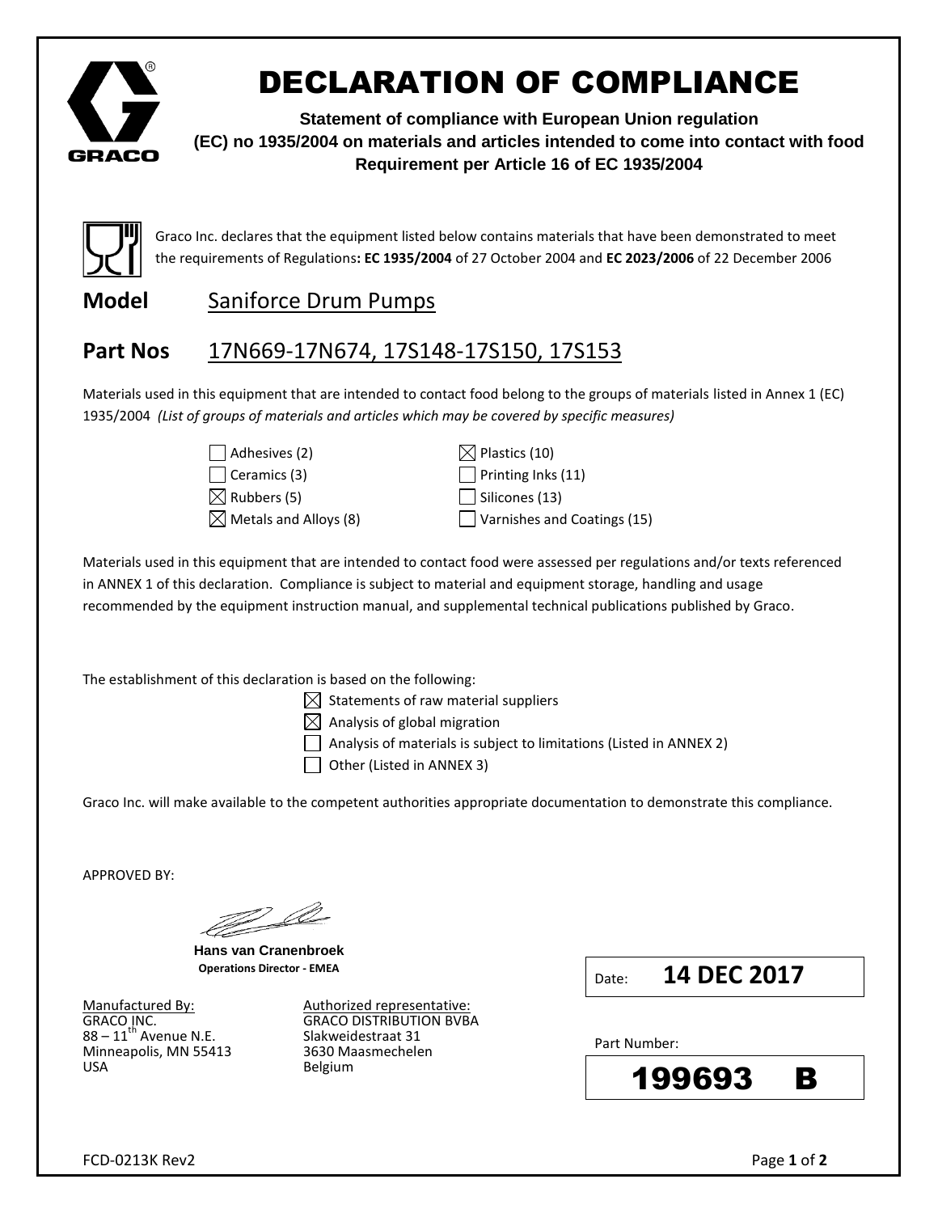# DECLARATION OF COMPLIANCE

**Statement of compliance with European Union regulation (EC) no 1935/2004 on materials and articles intended to come into contact with food Requirement per Article 16 of EC 1935/2004**

Graco Inc. declares that the equipment listed below contains materials that have been demonstrated to meet the requirements of Regulations: **EC 1935/2004** of 27 October 2004 and **EC 2023/2006** of 22 December 2006

## Model Saniforce Drum Pumps

## Part Nos 17N669-17N674, 17S148-17S150, 17S153

Materials used in this equipment that are intended to contact food belong to the groups of materials listed in Annex 1 (EC) 1935/2004 *(List of groups of materials and articles which may be covered by specific measures)*

- [ ] Adhesives (2)
- [ ] Ceramics (3)
- [x] Rubbers (5)
- [x] Metals and Alloys (8)
- [x] Plastics (10)
- [ ] Printing Inks (11)
- [ ] Silicones (13)
- [ ] Varnishes and Coatings (15)

Materials used in this equipment that are intended to contact food were assessed per regulations and/or texts referenced in ANNEX 1 of this declaration. Compliance is subject to material and equipment storage, handling and usage recommended by the equipment instruction manual, and supplemental technical publications published by Graco.

The establishment of this declaration is based on the following:

- [x] Statements of raw material suppliers
- [x] Analysis of global migration
- [ ] Analysis of materials is subject to limitations (Listed in ANNEX 2)
- [ ] Other (Listed in ANNEX 3)

Graco Inc. will make available to the competent authorities appropriate documentation to demonstrate this compliance.

APPROVED BY:

**Hans van Cranenbroek**
**Operations Director - EMEA**

Date: **14 DEC 2017**

Manufactured By:
GRACO INC.
88 – 11th Avenue N.E.
Minneapolis, MN 55413
USA

Authorized representative:
GRACO DISTRIBUTION BVBA
Slakweidestraat 31
3630 Maasmechelen
Belgium

Part Number: **199693 B**

FCD-0213K Rev2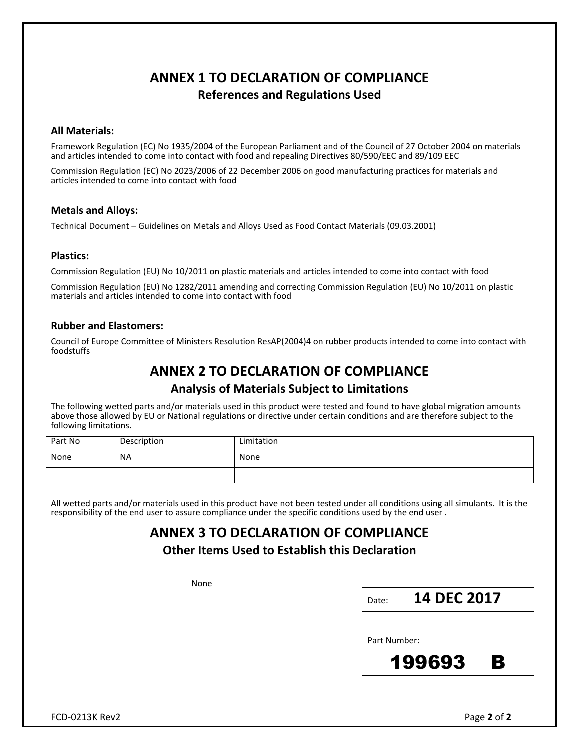# ANNEX 1 TO DECLARATION OF COMPLIANCE

## References and Regulations Used

### All Materials:

Framework Regulation (EC) No 1935/2004 of the European Parliament and of the Council of 27 October 2004 on materials and articles intended to come into contact with food and repealing Directives 80/590/EEC and 89/109 EEC

Commission Regulation (EC) No 2023/2006 of 22 December 2006 on good manufacturing practices for materials and articles intended to come into contact with food

### Metals and Alloys:

Technical Document – Guidelines on Metals and Alloys Used as Food Contact Materials (09.03.2001)

### Plastics:

Commission Regulation (EU) No 10/2011 on plastic materials and articles intended to come into contact with food

Commission Regulation (EU) No 1282/2011 amending and correcting Commission Regulation (EU) No 10/2011 on plastic materials and articles intended to come into contact with food

### Rubber and Elastomers:

Council of Europe Committee of Ministers Resolution ResAP(2004)4 on rubber products intended to come into contact with foodstuffs

# ANNEX 2 TO DECLARATION OF COMPLIANCE

## Analysis of Materials Subject to Limitations

The following wetted parts and/or materials used in this product were tested and found to have global migration amounts above those allowed by EU or National regulations or directive under certain conditions and are therefore subject to the following limitations.

| Part No | Description | Limitation |
|---|---|---|
| None | NA | None |
| | | |

All wetted parts and/or materials used in this product have not been tested under all conditions using all simulants. It is the responsibility of the end user to assure compliance under the specific conditions used by the end user .

# ANNEX 3 TO DECLARATION OF COMPLIANCE

## Other Items Used to Establish this Declaration

None

Date: **14 DEC 2017**

Part Number:

**199693 B**

FCD-0213K Rev2